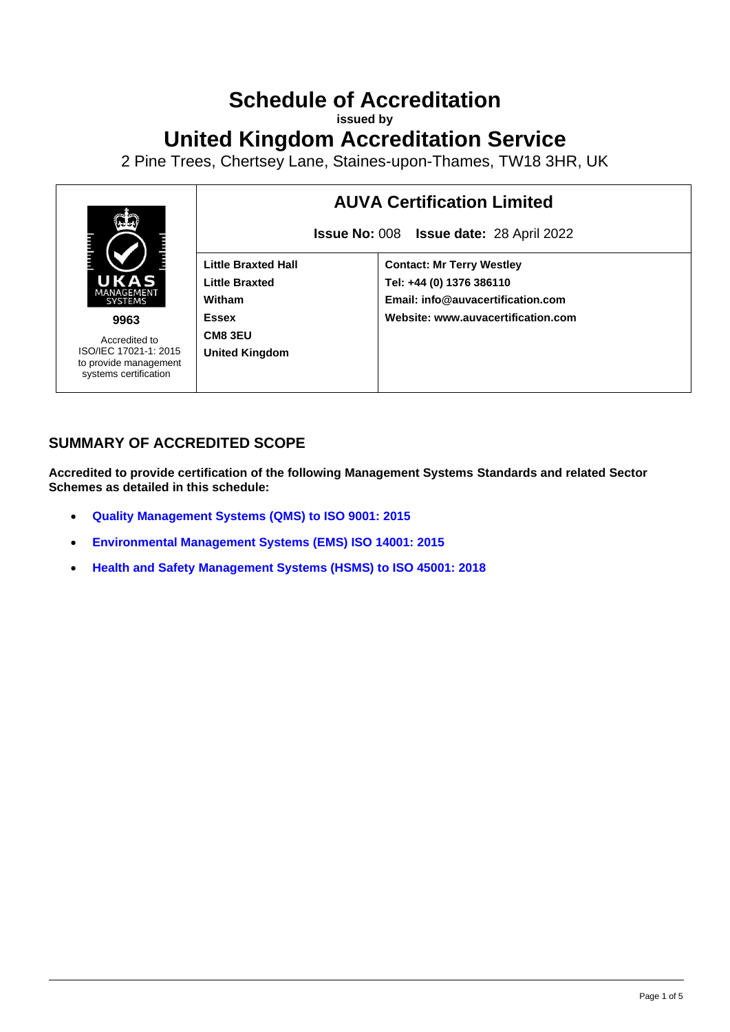# Schedule of Accreditation

**issued by**

# United Kingdom Accreditation Service

2 Pine Trees, Chertsey Lane, Staines-upon-Thames, TW18 3HR, UK

| UKAS MANAGEMENT SYSTEMS **9963** Accredited to ISO/IEC 17021-1: 2015 to provide management systems certification | **AUVA Certification Limited** **Issue No:** 008 **Issue date:** 28 April 2022 | |
|---|---|---|
| | **Little Braxted Hall**<br>**Little Braxted**<br>**Witham**<br>**Essex**<br>**CM8 3EU**<br>**United Kingdom** | **Contact: Mr Terry Westley**<br>**Tel: +44 (0) 1376 386110**<br>**Email: info@auvacertification.com**<br>**Website: www.auvacertification.com** |

## SUMMARY OF ACCREDITED SCOPE

**Accredited to provide certification of the following Management Systems Standards and related Sector Schemes as detailed in this schedule:**

- **Quality Management Systems (QMS) to ISO 9001: 2015**
- **Environmental Management Systems (EMS) ISO 14001: 2015**
- **Health and Safety Management Systems (HSMS) to ISO 45001: 2018**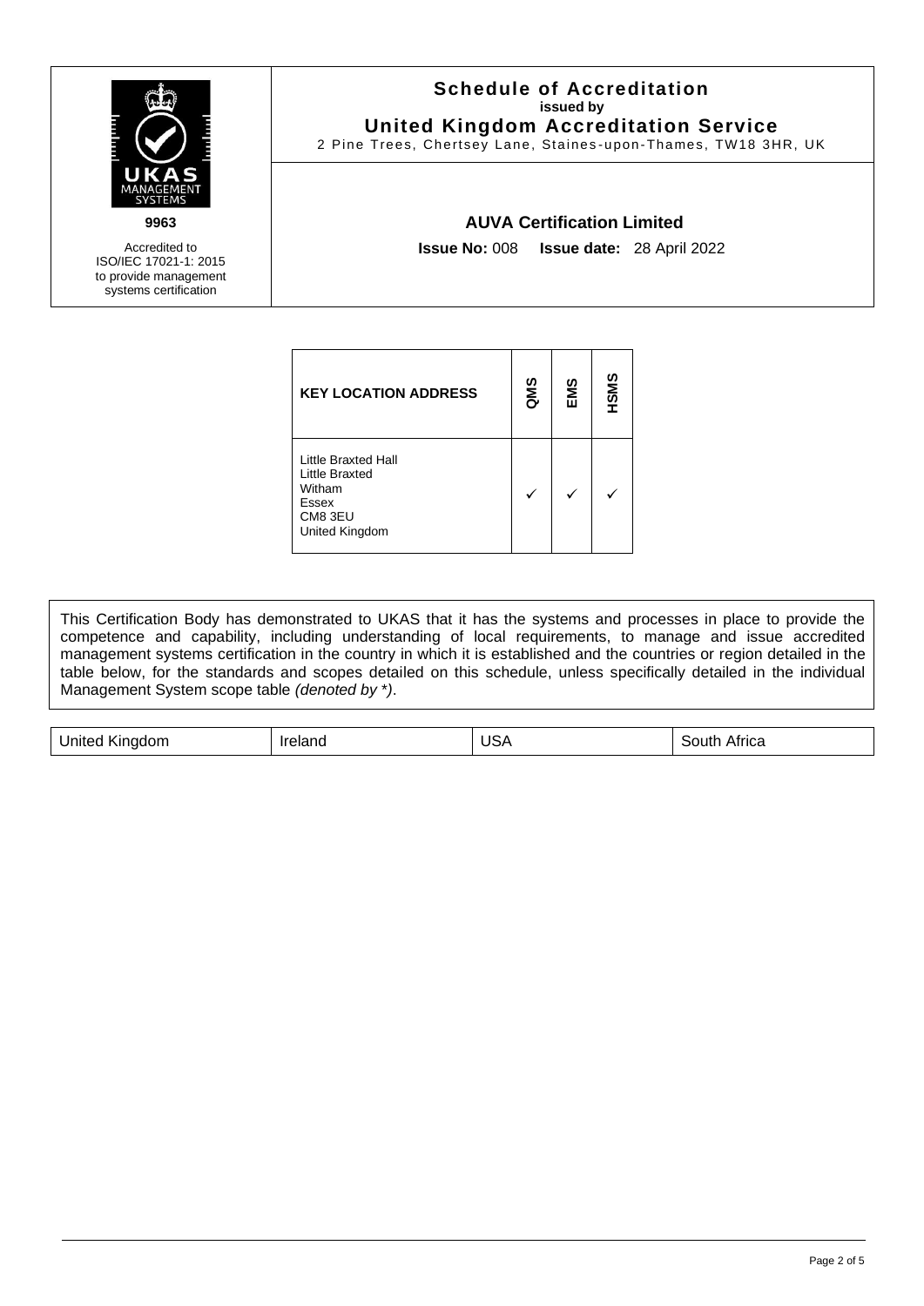# Schedule of Accreditation

**issued by**

## United Kingdom Accreditation Service

2 Pine Trees, Chertsey Lane, Staines-upon-Thames, TW18 3HR, UK

**9963**

Accredited to ISO/IEC 17021-1: 2015 to provide management systems certification

### AUVA Certification Limited

**Issue No:** 008 **Issue date:** 28 April 2022

| KEY LOCATION ADDRESS | QMS | EMS | HSMS |
|---|---|---|---|
| Little Braxted Hall<br>Little Braxted<br>Witham<br>Essex<br>CM8 3EU<br>United Kingdom | ✓ | ✓ | ✓ |

This Certification Body has demonstrated to UKAS that it has the systems and processes in place to provide the competence and capability, including understanding of local requirements, to manage and issue accredited management systems certification in the country in which it is established and the countries or region detailed in the table below, for the standards and scopes detailed on this schedule, unless specifically detailed in the individual Management System scope table *(denoted by *)*.

| United Kingdom | Ireland | USA | South Africa |
|---|---|---|---|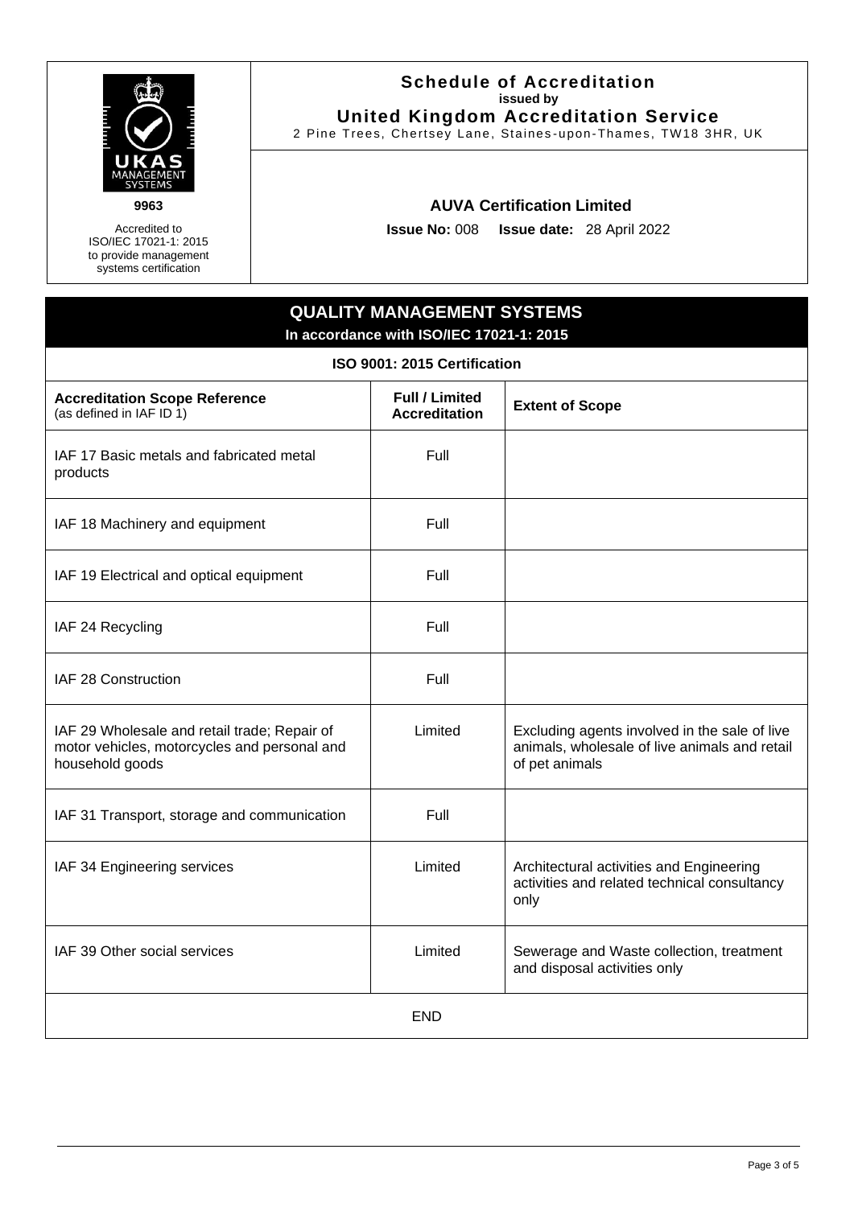**9963**

Accredited to ISO/IEC 17021-1: 2015 to provide management systems certification

**Schedule of Accreditation**
**issued by**
**United Kingdom Accreditation Service**
2 Pine Trees, Chertsey Lane, Staines-upon-Thames, TW18 3HR, UK

**AUVA Certification Limited**

**Issue No:** 008 **Issue date:** 28 April 2022

## QUALITY MANAGEMENT SYSTEMS

**In accordance with ISO/IEC 17021-1: 2015**

### ISO 9001: 2015 Certification

| **Accreditation Scope Reference** (as defined in IAF ID 1) | **Full / Limited Accreditation** | **Extent of Scope** |
|---|---|---|
| IAF 17 Basic metals and fabricated metal products | Full | |
| IAF 18 Machinery and equipment | Full | |
| IAF 19 Electrical and optical equipment | Full | |
| IAF 24 Recycling | Full | |
| IAF 28 Construction | Full | |
| IAF 29 Wholesale and retail trade; Repair of motor vehicles, motorcycles and personal and household goods | Limited | Excluding agents involved in the sale of live animals, wholesale of live animals and retail of pet animals |
| IAF 31 Transport, storage and communication | Full | |
| IAF 34 Engineering services | Limited | Architectural activities and Engineering activities and related technical consultancy only |
| IAF 39 Other social services | Limited | Sewerage and Waste collection, treatment and disposal activities only |

END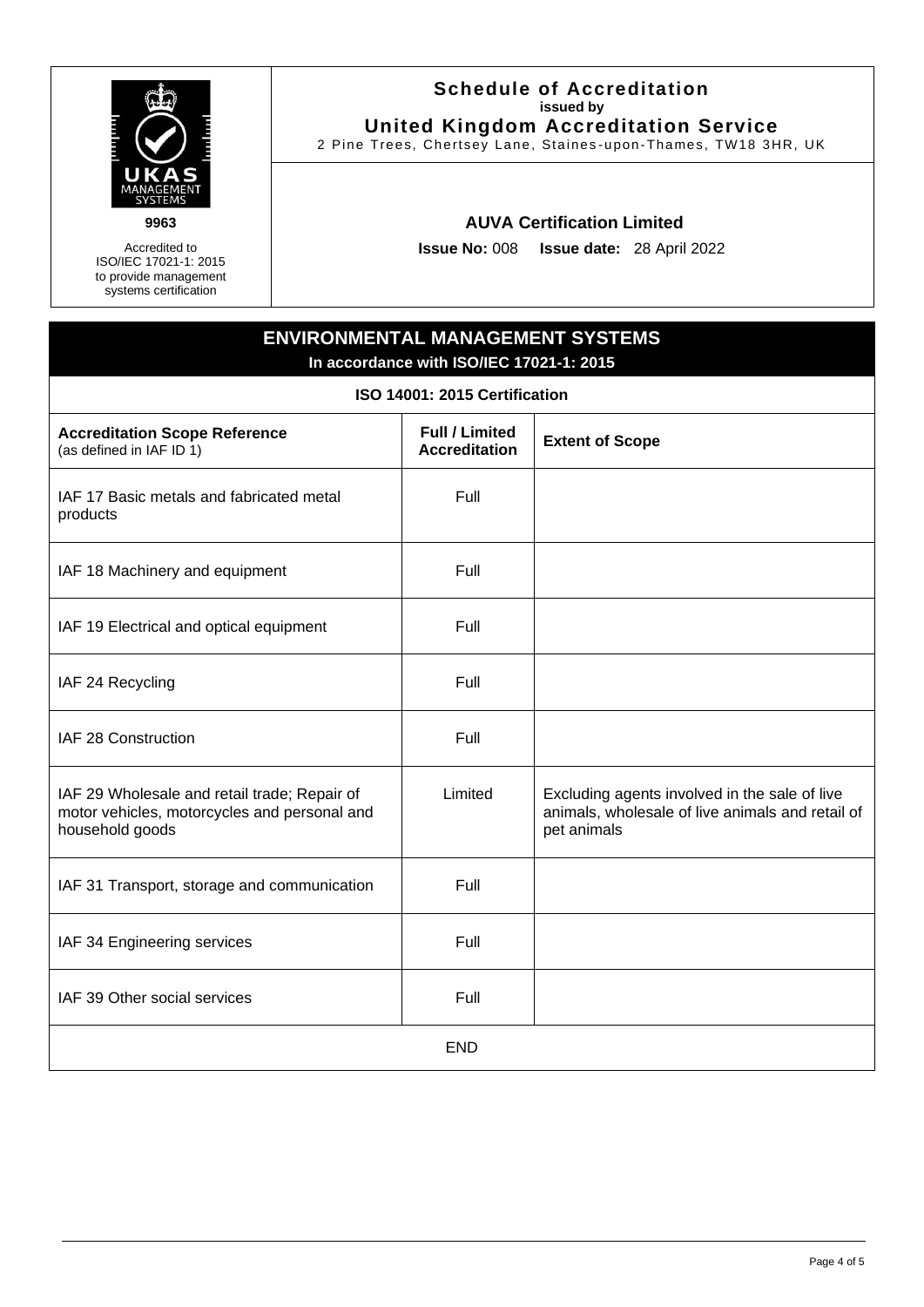**9963**

Accredited to ISO/IEC 17021-1: 2015 to provide management systems certification

**Schedule of Accreditation**
**issued by**
**United Kingdom Accreditation Service**
2 Pine Trees, Chertsey Lane, Staines-upon-Thames, TW18 3HR, UK

**AUVA Certification Limited**

**Issue No:** 008 **Issue date:** 28 April 2022

## ENVIRONMENTAL MANAGEMENT SYSTEMS

**In accordance with ISO/IEC 17021-1: 2015**

**ISO 14001: 2015 Certification**

| **Accreditation Scope Reference** (as defined in IAF ID 1) | **Full / Limited Accreditation** | **Extent of Scope** |
|---|---|---|
| IAF 17 Basic metals and fabricated metal products | Full | |
| IAF 18 Machinery and equipment | Full | |
| IAF 19 Electrical and optical equipment | Full | |
| IAF 24 Recycling | Full | |
| IAF 28 Construction | Full | |
| IAF 29 Wholesale and retail trade; Repair of motor vehicles, motorcycles and personal and household goods | Limited | Excluding agents involved in the sale of live animals, wholesale of live animals and retail of pet animals |
| IAF 31 Transport, storage and communication | Full | |
| IAF 34 Engineering services | Full | |
| IAF 39 Other social services | Full | |

END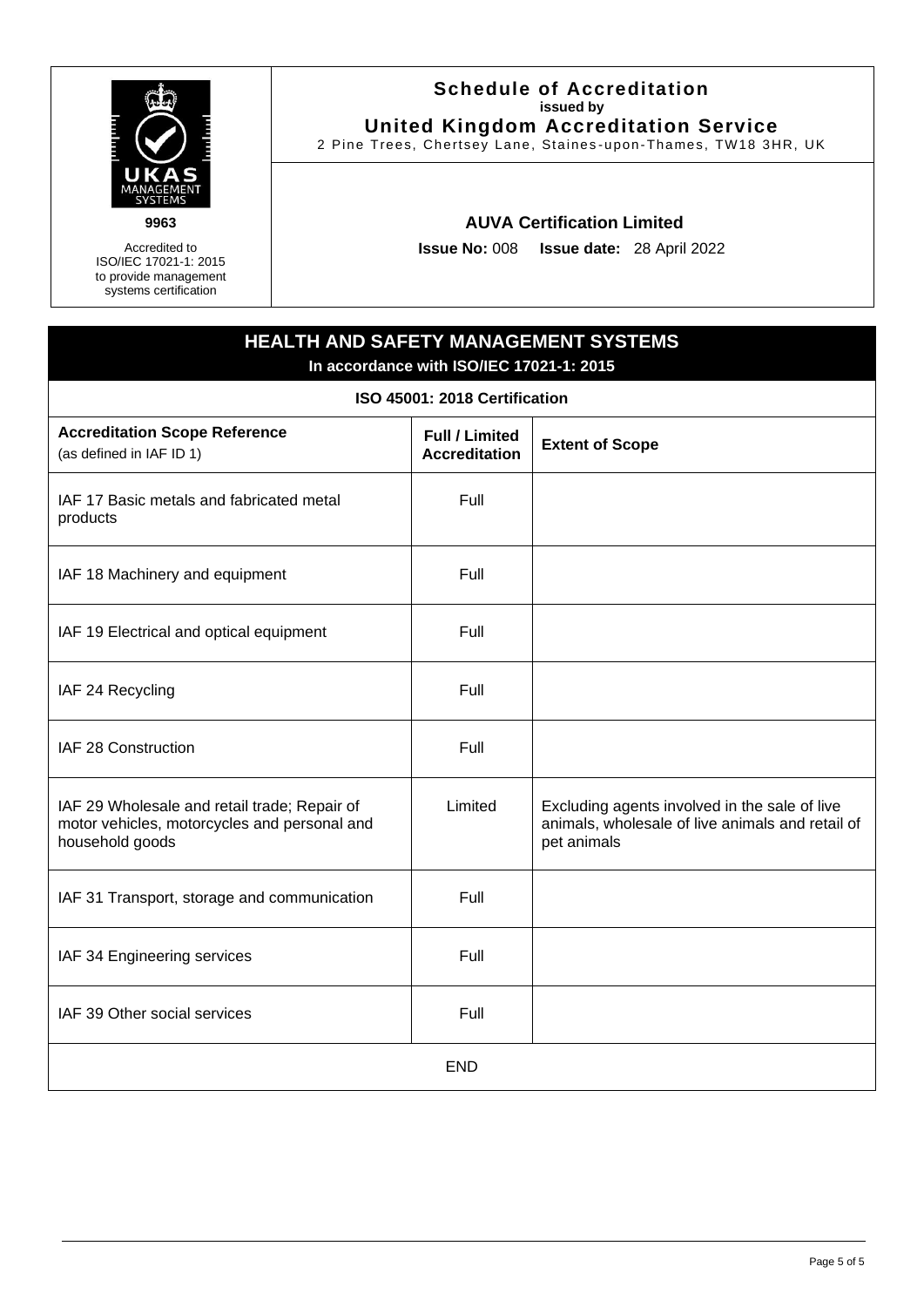**9963**

Accredited to ISO/IEC 17021-1: 2015 to provide management systems certification

## Schedule of Accreditation
**issued by**
**United Kingdom Accreditation Service**
2 Pine Trees, Chertsey Lane, Staines-upon-Thames, TW18 3HR, UK

### AUVA Certification Limited

**Issue No:** 008 **Issue date:** 28 April 2022

## HEALTH AND SAFETY MANAGEMENT SYSTEMS
**In accordance with ISO/IEC 17021-1: 2015**

**ISO 45001: 2018 Certification**

| Accreditation Scope Reference (as defined in IAF ID 1) | Full / Limited Accreditation | Extent of Scope |
|---|---|---|
| IAF 17 Basic metals and fabricated metal products | Full | |
| IAF 18 Machinery and equipment | Full | |
| IAF 19 Electrical and optical equipment | Full | |
| IAF 24 Recycling | Full | |
| IAF 28 Construction | Full | |
| IAF 29 Wholesale and retail trade; Repair of motor vehicles, motorcycles and personal and household goods | Limited | Excluding agents involved in the sale of live animals, wholesale of live animals and retail of pet animals |
| IAF 31 Transport, storage and communication | Full | |
| IAF 34 Engineering services | Full | |
| IAF 39 Other social services | Full | |

END